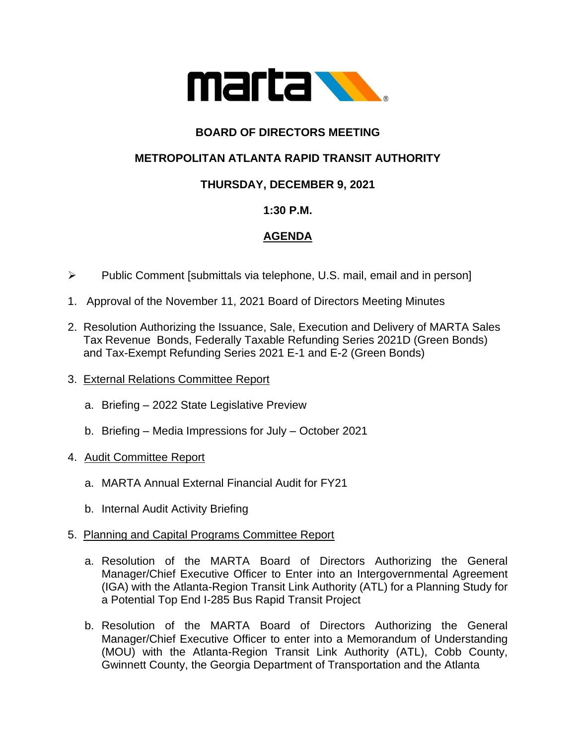marta

# BOARD OF DIRECTORS MEETING

## METROPOLITAN ATLANTA RAPID TRANSIT AUTHORITY

### THURSDAY, DECEMBER 9, 2021

### 1:30 P.M.

### AGENDA

- Public Comment [submittals via telephone, U.S. mail, email and in person]

1. Approval of the November 11, 2021 Board of Directors Meeting Minutes

2. Resolution Authorizing the Issuance, Sale, Execution and Delivery of MARTA Sales Tax Revenue Bonds, Federally Taxable Refunding Series 2021D (Green Bonds) and Tax-Exempt Refunding Series 2021 E-1 and E-2 (Green Bonds)

3. External Relations Committee Report

   a. Briefing – 2022 State Legislative Preview

   b. Briefing – Media Impressions for July – October 2021

4. Audit Committee Report

   a. MARTA Annual External Financial Audit for FY21

   b. Internal Audit Activity Briefing

5. Planning and Capital Programs Committee Report

   a. Resolution of the MARTA Board of Directors Authorizing the General Manager/Chief Executive Officer to Enter into an Intergovernmental Agreement (IGA) with the Atlanta-Region Transit Link Authority (ATL) for a Planning Study for a Potential Top End I-285 Bus Rapid Transit Project

   b. Resolution of the MARTA Board of Directors Authorizing the General Manager/Chief Executive Officer to enter into a Memorandum of Understanding (MOU) with the Atlanta-Region Transit Link Authority (ATL), Cobb County, Gwinnett County, the Georgia Department of Transportation and the Atlanta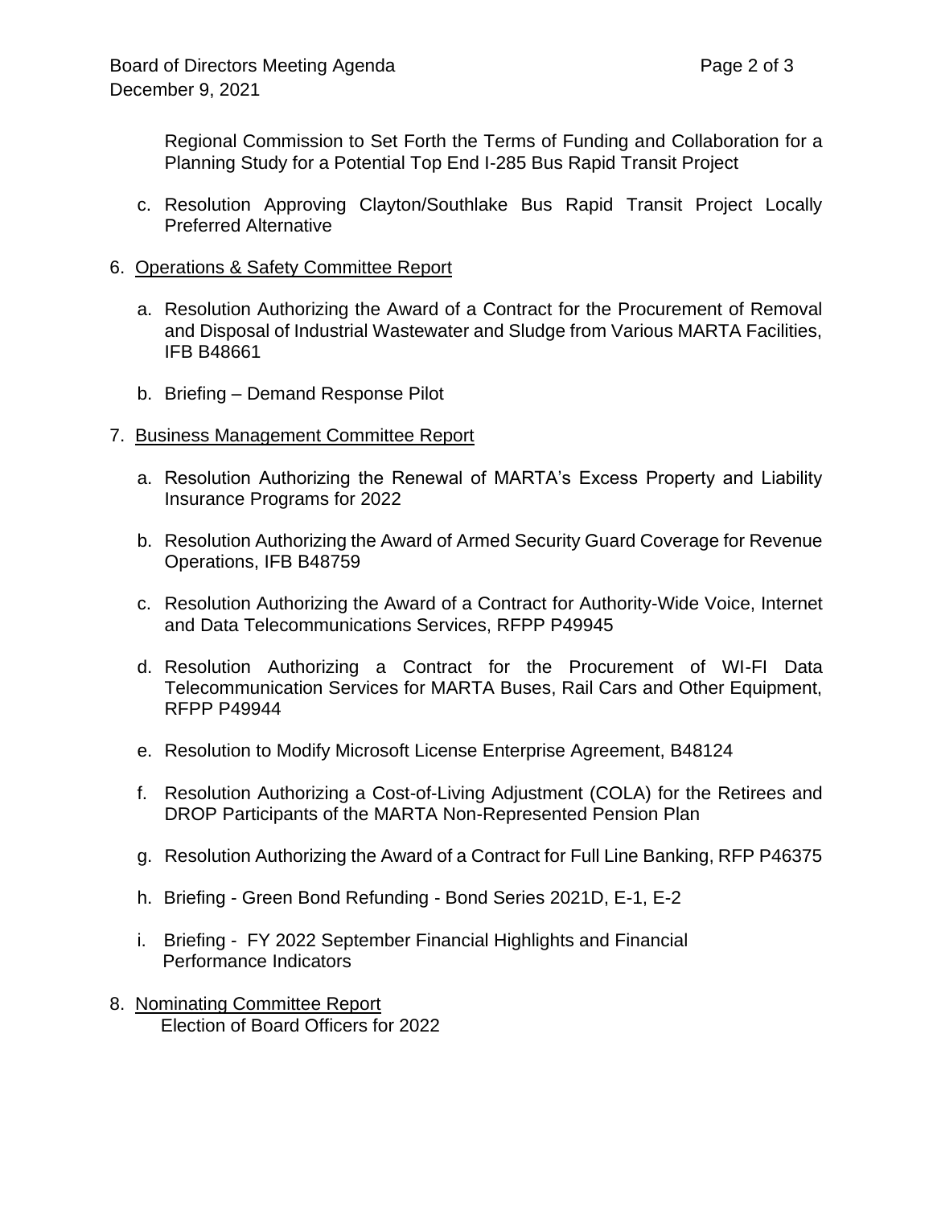Regional Commission to Set Forth the Terms of Funding and Collaboration for a Planning Study for a Potential Top End I-285 Bus Rapid Transit Project

c. Resolution Approving Clayton/Southlake Bus Rapid Transit Project Locally Preferred Alternative

6. <u>Operations & Safety Committee Report</u>

    a. Resolution Authorizing the Award of a Contract for the Procurement of Removal and Disposal of Industrial Wastewater and Sludge from Various MARTA Facilities, IFB B48661

    b. Briefing – Demand Response Pilot

7. <u>Business Management Committee Report</u>

    a. Resolution Authorizing the Renewal of MARTA's Excess Property and Liability Insurance Programs for 2022

    b. Resolution Authorizing the Award of Armed Security Guard Coverage for Revenue Operations, IFB B48759

    c. Resolution Authorizing the Award of a Contract for Authority-Wide Voice, Internet and Data Telecommunications Services, RFPP P49945

    d. Resolution Authorizing a Contract for the Procurement of WI-FI Data Telecommunication Services for MARTA Buses, Rail Cars and Other Equipment, RFPP P49944

    e. Resolution to Modify Microsoft License Enterprise Agreement, B48124

    f. Resolution Authorizing a Cost-of-Living Adjustment (COLA) for the Retirees and DROP Participants of the MARTA Non-Represented Pension Plan

    g. Resolution Authorizing the Award of a Contract for Full Line Banking, RFP P46375

    h. Briefing - Green Bond Refunding - Bond Series 2021D, E-1, E-2

    i. Briefing - FY 2022 September Financial Highlights and Financial Performance Indicators

8. <u>Nominating Committee Report</u>
    Election of Board Officers for 2022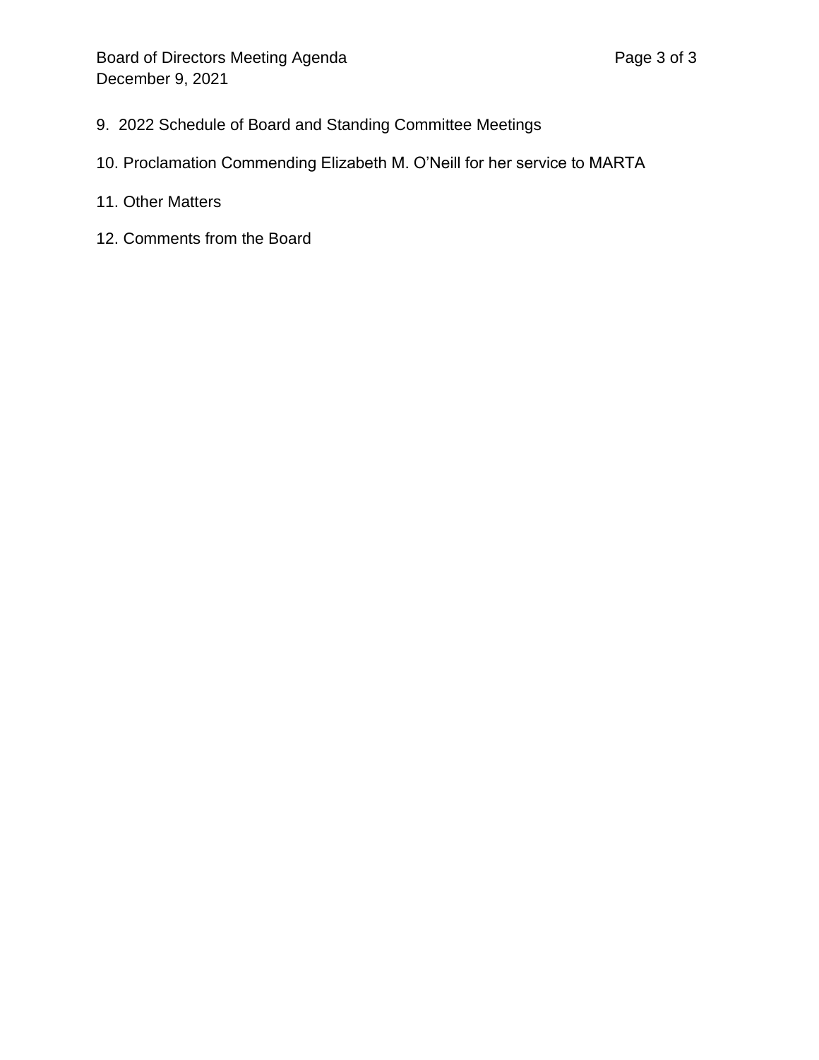9. 2022 Schedule of Board and Standing Committee Meetings

10. Proclamation Commending Elizabeth M. O'Neill for her service to MARTA

11. Other Matters

12. Comments from the Board